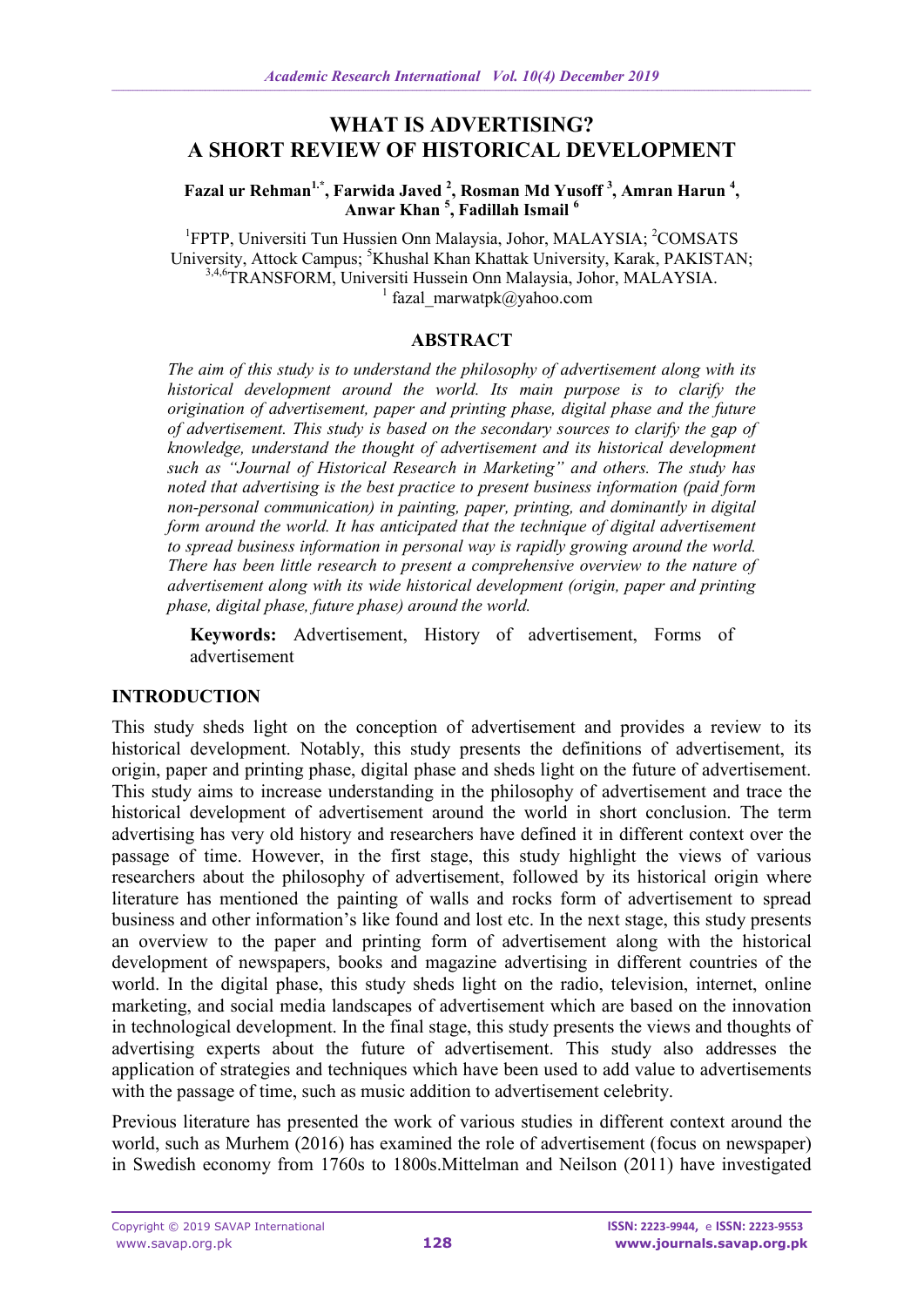# WHAT IS ADVERTISING? A SHORT REVIEW OF HISTORICAL DEVELOPMENT

**Fazal ur Rehman[1,*], Farwida Javed [2], Rosman Md Yusoff [3], Amran Harun [4], Anwar Khan [5], Fadillah Ismail [6]**

[1]FPTP, Universiti Tun Hussien Onn Malaysia, Johor, MALAYSIA; [2]COMSATS University, Attock Campus; [5]Khushal Khan Khattak University, Karak, PAKISTAN; [3,4,6]TRANSFORM, Universiti Hussein Onn Malaysia, Johor, MALAYSIA.
[1] fazal_marwatpk@yahoo.com

## ABSTRACT

*The aim of this study is to understand the philosophy of advertisement along with its historical development around the world. Its main purpose is to clarify the origination of advertisement, paper and printing phase, digital phase and the future of advertisement. This study is based on the secondary sources to clarify the gap of knowledge, understand the thought of advertisement and its historical development such as "Journal of Historical Research in Marketing" and others. The study has noted that advertising is the best practice to present business information (paid form non-personal communication) in painting, paper, printing, and dominantly in digital form around the world. It has anticipated that the technique of digital advertisement to spread business information in personal way is rapidly growing around the world. There has been little research to present a comprehensive overview to the nature of advertisement along with its wide historical development (origin, paper and printing phase, digital phase, future phase) around the world.*

**Keywords:** Advertisement, History of advertisement, Forms of advertisement

## INTRODUCTION

This study sheds light on the conception of advertisement and provides a review to its historical development. Notably, this study presents the definitions of advertisement, its origin, paper and printing phase, digital phase and sheds light on the future of advertisement. This study aims to increase understanding in the philosophy of advertisement and trace the historical development of advertisement around the world in short conclusion. The term advertising has very old history and researchers have defined it in different context over the passage of time. However, in the first stage, this study highlight the views of various researchers about the philosophy of advertisement, followed by its historical origin where literature has mentioned the painting of walls and rocks form of advertisement to spread business and other information's like found and lost etc. In the next stage, this study presents an overview to the paper and printing form of advertisement along with the historical development of newspapers, books and magazine advertising in different countries of the world. In the digital phase, this study sheds light on the radio, television, internet, online marketing, and social media landscapes of advertisement which are based on the innovation in technological development. In the final stage, this study presents the views and thoughts of advertising experts about the future of advertisement. This study also addresses the application of strategies and techniques which have been used to add value to advertisements with the passage of time, such as music addition to advertisement celebrity.

Previous literature has presented the work of various studies in different context around the world, such as Murhem (2016) has examined the role of advertisement (focus on newspaper) in Swedish economy from 1760s to 1800s.Mittelman and Neilson (2011) have investigated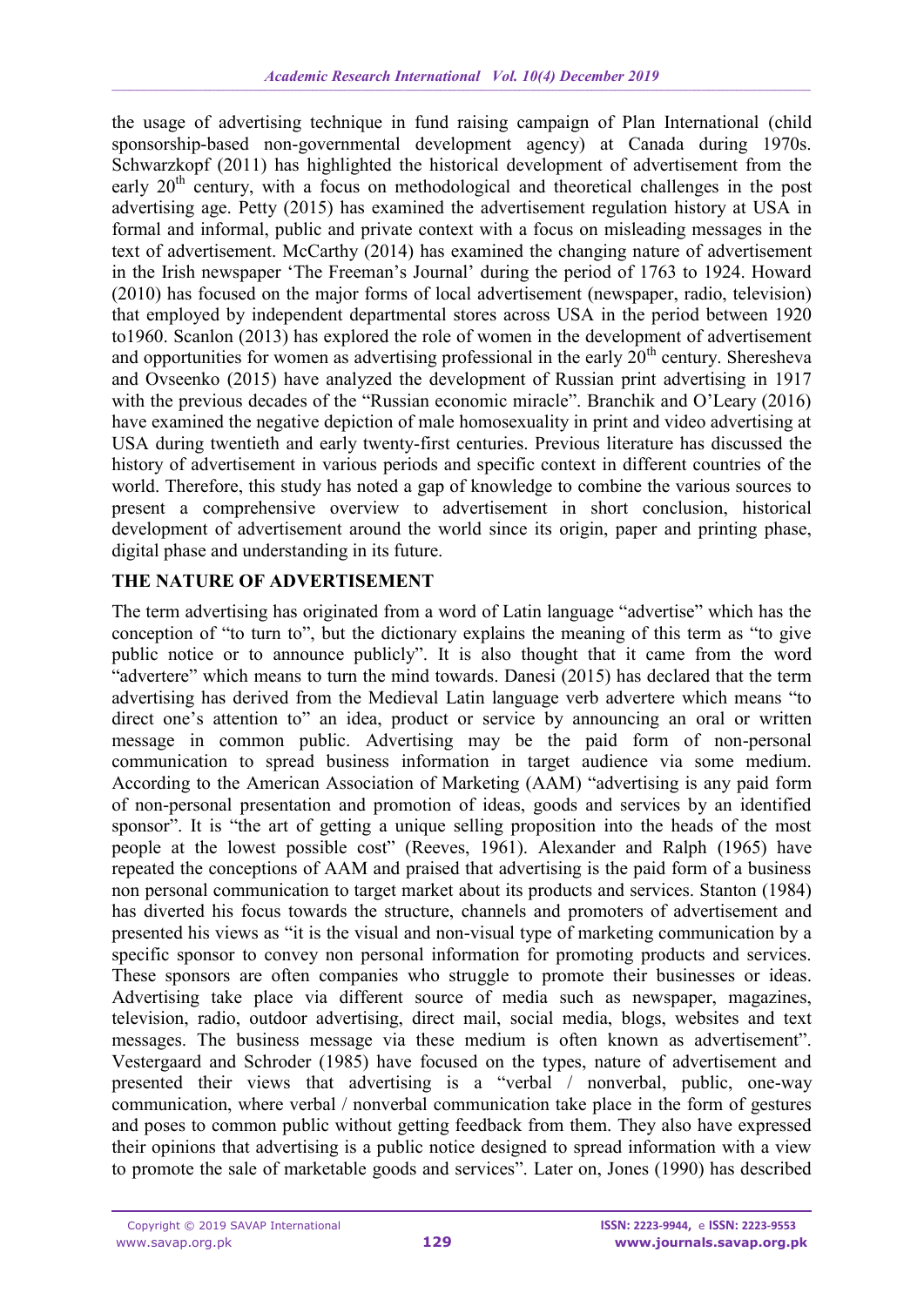the usage of advertising technique in fund raising campaign of Plan International (child sponsorship-based non-governmental development agency) at Canada during 1970s. Schwarzkopf (2011) has highlighted the historical development of advertisement from the early 20th century, with a focus on methodological and theoretical challenges in the post advertising age. Petty (2015) has examined the advertisement regulation history at USA in formal and informal, public and private context with a focus on misleading messages in the text of advertisement. McCarthy (2014) has examined the changing nature of advertisement in the Irish newspaper 'The Freeman's Journal' during the period of 1763 to 1924. Howard (2010) has focused on the major forms of local advertisement (newspaper, radio, television) that employed by independent departmental stores across USA in the period between 1920 to1960. Scanlon (2013) has explored the role of women in the development of advertisement and opportunities for women as advertising professional in the early 20th century. Sheresheva and Ovseenko (2015) have analyzed the development of Russian print advertising in 1917 with the previous decades of the "Russian economic miracle". Branchik and O'Leary (2016) have examined the negative depiction of male homosexuality in print and video advertising at USA during twentieth and early twenty-first centuries. Previous literature has discussed the history of advertisement in various periods and specific context in different countries of the world. Therefore, this study has noted a gap of knowledge to combine the various sources to present a comprehensive overview to advertisement in short conclusion, historical development of advertisement around the world since its origin, paper and printing phase, digital phase and understanding in its future.

## THE NATURE OF ADVERTISEMENT

The term advertising has originated from a word of Latin language "advertise" which has the conception of "to turn to", but the dictionary explains the meaning of this term as "to give public notice or to announce publicly". It is also thought that it came from the word "advertere" which means to turn the mind towards. Danesi (2015) has declared that the term advertising has derived from the Medieval Latin language verb advertere which means "to direct one's attention to" an idea, product or service by announcing an oral or written message in common public. Advertising may be the paid form of non-personal communication to spread business information in target audience via some medium. According to the American Association of Marketing (AAM) "advertising is any paid form of non-personal presentation and promotion of ideas, goods and services by an identified sponsor". It is "the art of getting a unique selling proposition into the heads of the most people at the lowest possible cost" (Reeves, 1961). Alexander and Ralph (1965) have repeated the conceptions of AAM and praised that advertising is the paid form of a business non personal communication to target market about its products and services. Stanton (1984) has diverted his focus towards the structure, channels and promoters of advertisement and presented his views as "it is the visual and non-visual type of marketing communication by a specific sponsor to convey non personal information for promoting products and services. These sponsors are often companies who struggle to promote their businesses or ideas. Advertising take place via different source of media such as newspaper, magazines, television, radio, outdoor advertising, direct mail, social media, blogs, websites and text messages. The business message via these medium is often known as advertisement". Vestergaard and Schroder (1985) have focused on the types, nature of advertisement and presented their views that advertising is a "verbal / nonverbal, public, one-way communication, where verbal / nonverbal communication take place in the form of gestures and poses to common public without getting feedback from them. They also have expressed their opinions that advertising is a public notice designed to spread information with a view to promote the sale of marketable goods and services". Later on, Jones (1990) has described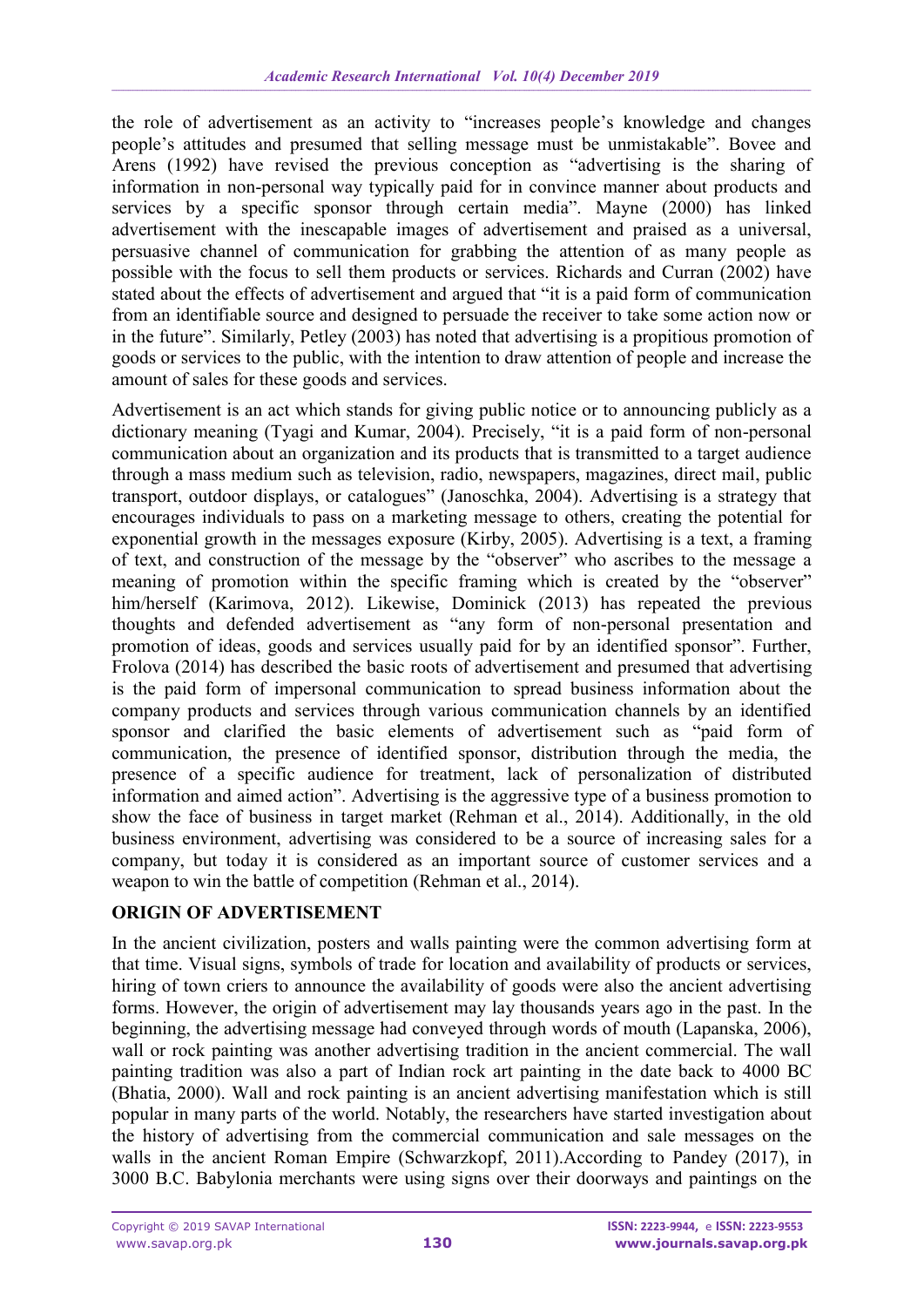the role of advertisement as an activity to "increases people's knowledge and changes people's attitudes and presumed that selling message must be unmistakable". Bovee and Arens (1992) have revised the previous conception as "advertising is the sharing of information in non-personal way typically paid for in convince manner about products and services by a specific sponsor through certain media". Mayne (2000) has linked advertisement with the inescapable images of advertisement and praised as a universal, persuasive channel of communication for grabbing the attention of as many people as possible with the focus to sell them products or services. Richards and Curran (2002) have stated about the effects of advertisement and argued that "it is a paid form of communication from an identifiable source and designed to persuade the receiver to take some action now or in the future". Similarly, Petley (2003) has noted that advertising is a propitious promotion of goods or services to the public, with the intention to draw attention of people and increase the amount of sales for these goods and services.

Advertisement is an act which stands for giving public notice or to announcing publicly as a dictionary meaning (Tyagi and Kumar, 2004). Precisely, "it is a paid form of non-personal communication about an organization and its products that is transmitted to a target audience through a mass medium such as television, radio, newspapers, magazines, direct mail, public transport, outdoor displays, or catalogues" (Janoschka, 2004). Advertising is a strategy that encourages individuals to pass on a marketing message to others, creating the potential for exponential growth in the messages exposure (Kirby, 2005). Advertising is a text, a framing of text, and construction of the message by the "observer" who ascribes to the message a meaning of promotion within the specific framing which is created by the "observer" him/herself (Karimova, 2012). Likewise, Dominick (2013) has repeated the previous thoughts and defended advertisement as "any form of non-personal presentation and promotion of ideas, goods and services usually paid for by an identified sponsor". Further, Frolova (2014) has described the basic roots of advertisement and presumed that advertising is the paid form of impersonal communication to spread business information about the company products and services through various communication channels by an identified sponsor and clarified the basic elements of advertisement such as "paid form of communication, the presence of identified sponsor, distribution through the media, the presence of a specific audience for treatment, lack of personalization of distributed information and aimed action". Advertising is the aggressive type of a business promotion to show the face of business in target market (Rehman et al., 2014). Additionally, in the old business environment, advertising was considered to be a source of increasing sales for a company, but today it is considered as an important source of customer services and a weapon to win the battle of competition (Rehman et al., 2014).

## ORIGIN OF ADVERTISEMENT

In the ancient civilization, posters and walls painting were the common advertising form at that time. Visual signs, symbols of trade for location and availability of products or services, hiring of town criers to announce the availability of goods were also the ancient advertising forms. However, the origin of advertisement may lay thousands years ago in the past. In the beginning, the advertising message had conveyed through words of mouth (Lapanska, 2006), wall or rock painting was another advertising tradition in the ancient commercial. The wall painting tradition was also a part of Indian rock art painting in the date back to 4000 BC (Bhatia, 2000). Wall and rock painting is an ancient advertising manifestation which is still popular in many parts of the world. Notably, the researchers have started investigation about the history of advertising from the commercial communication and sale messages on the walls in the ancient Roman Empire (Schwarzkopf, 2011).According to Pandey (2017), in 3000 B.C. Babylonia merchants were using signs over their doorways and paintings on the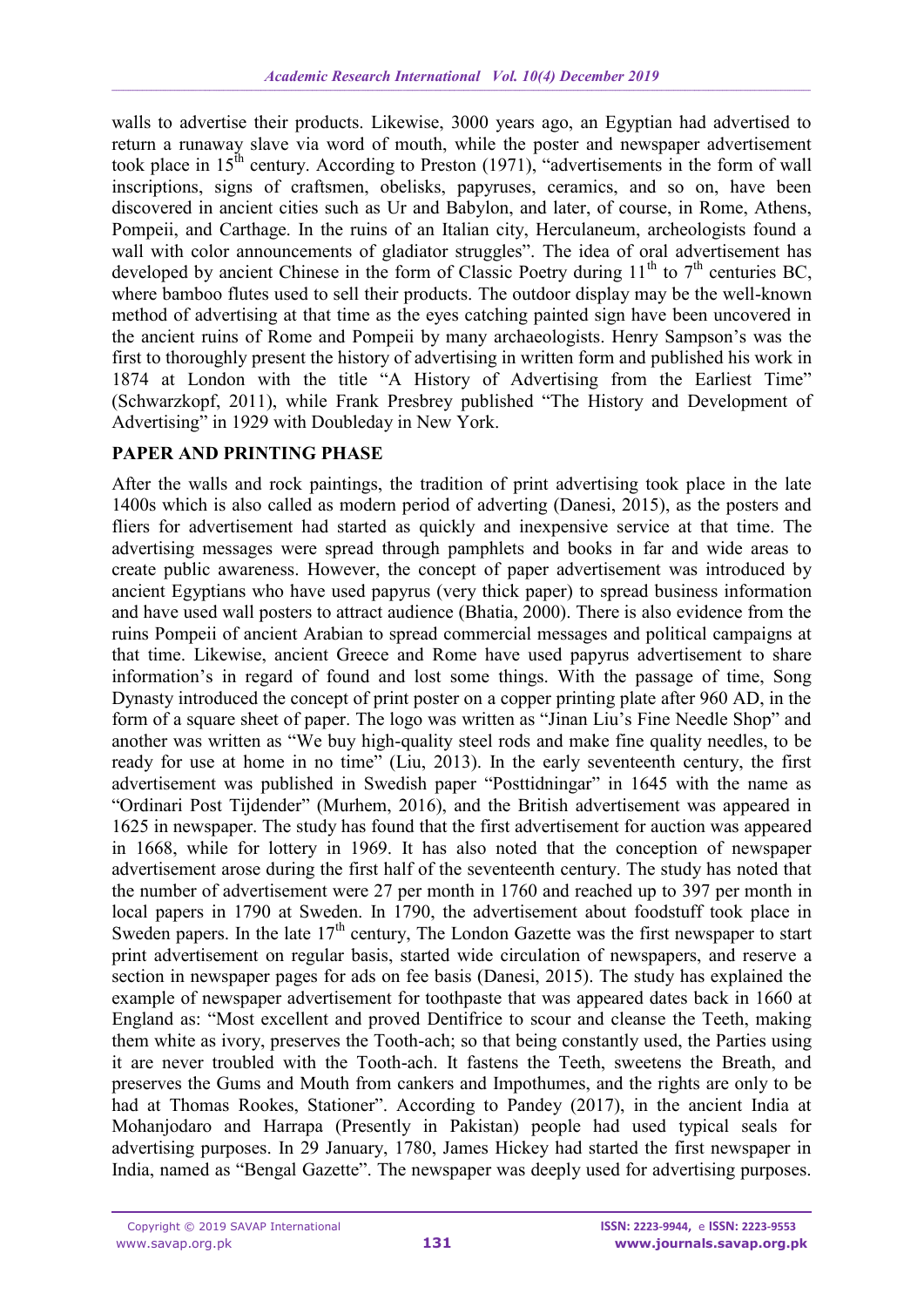walls to advertise their products. Likewise, 3000 years ago, an Egyptian had advertised to return a runaway slave via word of mouth, while the poster and newspaper advertisement took place in 15th century. According to Preston (1971), "advertisements in the form of wall inscriptions, signs of craftsmen, obelisks, papyruses, ceramics, and so on, have been discovered in ancient cities such as Ur and Babylon, and later, of course, in Rome, Athens, Pompeii, and Carthage. In the ruins of an Italian city, Herculaneum, archeologists found a wall with color announcements of gladiator struggles". The idea of oral advertisement has developed by ancient Chinese in the form of Classic Poetry during 11th to 7th centuries BC, where bamboo flutes used to sell their products. The outdoor display may be the well-known method of advertising at that time as the eyes catching painted sign have been uncovered in the ancient ruins of Rome and Pompeii by many archaeologists. Henry Sampson's was the first to thoroughly present the history of advertising in written form and published his work in 1874 at London with the title "A History of Advertising from the Earliest Time" (Schwarzkopf, 2011), while Frank Presbrey published "The History and Development of Advertising" in 1929 with Doubleday in New York.

## PAPER AND PRINTING PHASE

After the walls and rock paintings, the tradition of print advertising took place in the late 1400s which is also called as modern period of adverting (Danesi, 2015), as the posters and fliers for advertisement had started as quickly and inexpensive service at that time. The advertising messages were spread through pamphlets and books in far and wide areas to create public awareness. However, the concept of paper advertisement was introduced by ancient Egyptians who have used papyrus (very thick paper) to spread business information and have used wall posters to attract audience (Bhatia, 2000). There is also evidence from the ruins Pompeii of ancient Arabian to spread commercial messages and political campaigns at that time. Likewise, ancient Greece and Rome have used papyrus advertisement to share information's in regard of found and lost some things. With the passage of time, Song Dynasty introduced the concept of print poster on a copper printing plate after 960 AD, in the form of a square sheet of paper. The logo was written as "Jinan Liu's Fine Needle Shop" and another was written as "We buy high-quality steel rods and make fine quality needles, to be ready for use at home in no time" (Liu, 2013). In the early seventeenth century, the first advertisement was published in Swedish paper "Posttidningar" in 1645 with the name as "Ordinari Post Tijdender" (Murhem, 2016), and the British advertisement was appeared in 1625 in newspaper. The study has found that the first advertisement for auction was appeared in 1668, while for lottery in 1969. It has also noted that the conception of newspaper advertisement arose during the first half of the seventeenth century. The study has noted that the number of advertisement were 27 per month in 1760 and reached up to 397 per month in local papers in 1790 at Sweden. In 1790, the advertisement about foodstuff took place in Sweden papers. In the late 17th century, The London Gazette was the first newspaper to start print advertisement on regular basis, started wide circulation of newspapers, and reserve a section in newspaper pages for ads on fee basis (Danesi, 2015). The study has explained the example of newspaper advertisement for toothpaste that was appeared dates back in 1660 at England as: "Most excellent and proved Dentifrice to scour and cleanse the Teeth, making them white as ivory, preserves the Tooth-ach; so that being constantly used, the Parties using it are never troubled with the Tooth-ach. It fastens the Teeth, sweetens the Breath, and preserves the Gums and Mouth from cankers and Impothumes, and the rights are only to be had at Thomas Rookes, Stationer". According to Pandey (2017), in the ancient India at Mohanjodaro and Harrapa (Presently in Pakistan) people had used typical seals for advertising purposes. In 29 January, 1780, James Hickey had started the first newspaper in India, named as "Bengal Gazette". The newspaper was deeply used for advertising purposes.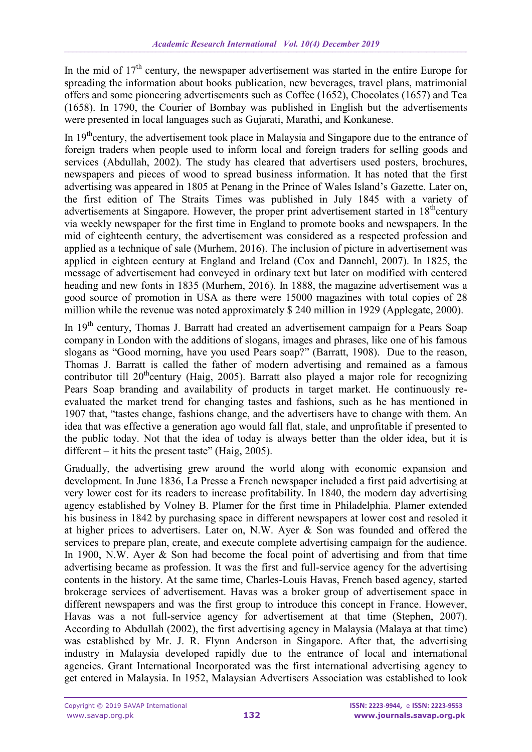In the mid of 17th century, the newspaper advertisement was started in the entire Europe for spreading the information about books publication, new beverages, travel plans, matrimonial offers and some pioneering advertisements such as Coffee (1652), Chocolates (1657) and Tea (1658). In 1790, the Courier of Bombay was published in English but the advertisements were presented in local languages such as Gujarati, Marathi, and Konkanese.

In 19thcentury, the advertisement took place in Malaysia and Singapore due to the entrance of foreign traders when people used to inform local and foreign traders for selling goods and services (Abdullah, 2002). The study has cleared that advertisers used posters, brochures, newspapers and pieces of wood to spread business information. It has noted that the first advertising was appeared in 1805 at Penang in the Prince of Wales Island's Gazette. Later on, the first edition of The Straits Times was published in July 1845 with a variety of advertisements at Singapore. However, the proper print advertisement started in 18thcentury via weekly newspaper for the first time in England to promote books and newspapers. In the mid of eighteenth century, the advertisement was considered as a respected profession and applied as a technique of sale (Murhem, 2016). The inclusion of picture in advertisement was applied in eighteen century at England and Ireland (Cox and Dannehl, 2007). In 1825, the message of advertisement had conveyed in ordinary text but later on modified with centered heading and new fonts in 1835 (Murhem, 2016). In 1888, the magazine advertisement was a good source of promotion in USA as there were 15000 magazines with total copies of 28 million while the revenue was noted approximately $ 240 million in 1929 (Applegate, 2000).

In 19th century, Thomas J. Barratt had created an advertisement campaign for a Pears Soap company in London with the additions of slogans, images and phrases, like one of his famous slogans as "Good morning, have you used Pears soap?" (Barratt, 1908). Due to the reason, Thomas J. Barratt is called the father of modern advertising and remained as a famous contributor till 20thcentury (Haig, 2005). Barratt also played a major role for recognizing Pears Soap branding and availability of products in target market. He continuously re-evaluated the market trend for changing tastes and fashions, such as he has mentioned in 1907 that, "tastes change, fashions change, and the advertisers have to change with them. An idea that was effective a generation ago would fall flat, stale, and unprofitable if presented to the public today. Not that the idea of today is always better than the older idea, but it is different – it hits the present taste" (Haig, 2005).

Gradually, the advertising grew around the world along with economic expansion and development. In June 1836, La Presse a French newspaper included a first paid advertising at very lower cost for its readers to increase profitability. In 1840, the modern day advertising agency established by Volney B. Plamer for the first time in Philadelphia. Plamer extended his business in 1842 by purchasing space in different newspapers at lower cost and resoled it at higher prices to advertisers. Later on, N.W. Ayer & Son was founded and offered the services to prepare plan, create, and execute complete advertising campaign for the audience. In 1900, N.W. Ayer & Son had become the focal point of advertising and from that time advertising became as profession. It was the first and full-service agency for the advertising contents in the history. At the same time, Charles-Louis Havas, French based agency, started brokerage services of advertisement. Havas was a broker group of advertisement space in different newspapers and was the first group to introduce this concept in France. However, Havas was a not full-service agency for advertisement at that time (Stephen, 2007). According to Abdullah (2002), the first advertising agency in Malaysia (Malaya at that time) was established by Mr. J. R. Flynn Anderson in Singapore. After that, the advertising industry in Malaysia developed rapidly due to the entrance of local and international agencies. Grant International Incorporated was the first international advertising agency to get entered in Malaysia. In 1952, Malaysian Advertisers Association was established to look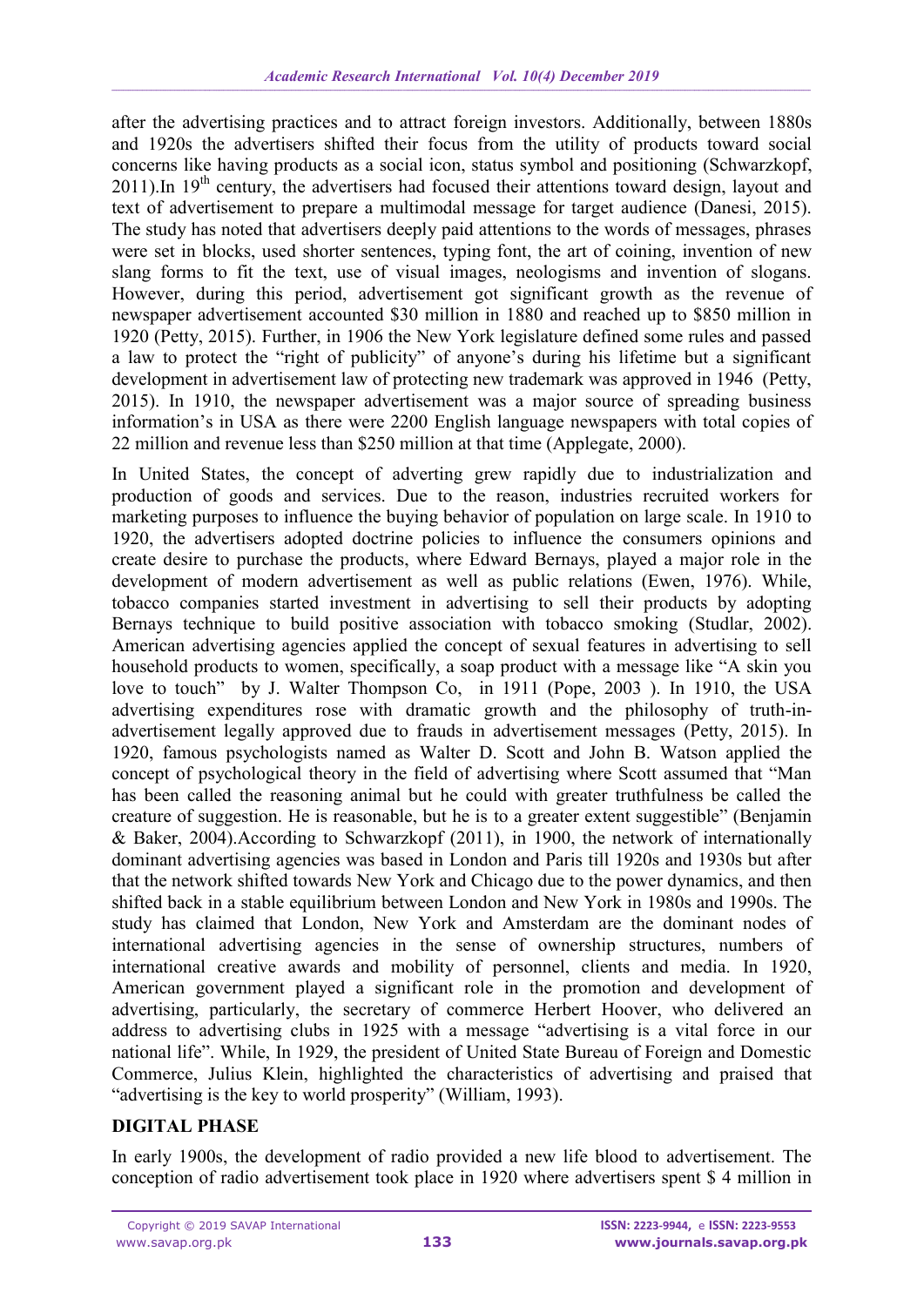after the advertising practices and to attract foreign investors. Additionally, between 1880s and 1920s the advertisers shifted their focus from the utility of products toward social concerns like having products as a social icon, status symbol and positioning (Schwarzkopf, 2011).In 19th century, the advertisers had focused their attentions toward design, layout and text of advertisement to prepare a multimodal message for target audience (Danesi, 2015). The study has noted that advertisers deeply paid attentions to the words of messages, phrases were set in blocks, used shorter sentences, typing font, the art of coining, invention of new slang forms to fit the text, use of visual images, neologisms and invention of slogans. However, during this period, advertisement got significant growth as the revenue of newspaper advertisement accounted $30 million in 1880 and reached up to $850 million in 1920 (Petty, 2015). Further, in 1906 the New York legislature defined some rules and passed a law to protect the "right of publicity" of anyone's during his lifetime but a significant development in advertisement law of protecting new trademark was approved in 1946 (Petty, 2015). In 1910, the newspaper advertisement was a major source of spreading business information's in USA as there were 2200 English language newspapers with total copies of 22 million and revenue less than $250 million at that time (Applegate, 2000).

In United States, the concept of adverting grew rapidly due to industrialization and production of goods and services. Due to the reason, industries recruited workers for marketing purposes to influence the buying behavior of population on large scale. In 1910 to 1920, the advertisers adopted doctrine policies to influence the consumers opinions and create desire to purchase the products, where Edward Bernays, played a major role in the development of modern advertisement as well as public relations (Ewen, 1976). While, tobacco companies started investment in advertising to sell their products by adopting Bernays technique to build positive association with tobacco smoking (Studlar, 2002). American advertising agencies applied the concept of sexual features in advertising to sell household products to women, specifically, a soap product with a message like "A skin you love to touch" by J. Walter Thompson Co, in 1911 (Pope, 2003 ). In 1910, the USA advertising expenditures rose with dramatic growth and the philosophy of truth-in-advertisement legally approved due to frauds in advertisement messages (Petty, 2015). In 1920, famous psychologists named as Walter D. Scott and John B. Watson applied the concept of psychological theory in the field of advertising where Scott assumed that "Man has been called the reasoning animal but he could with greater truthfulness be called the creature of suggestion. He is reasonable, but he is to a greater extent suggestible" (Benjamin & Baker, 2004).According to Schwarzkopf (2011), in 1900, the network of internationally dominant advertising agencies was based in London and Paris till 1920s and 1930s but after that the network shifted towards New York and Chicago due to the power dynamics, and then shifted back in a stable equilibrium between London and New York in 1980s and 1990s. The study has claimed that London, New York and Amsterdam are the dominant nodes of international advertising agencies in the sense of ownership structures, numbers of international creative awards and mobility of personnel, clients and media. In 1920, American government played a significant role in the promotion and development of advertising, particularly, the secretary of commerce Herbert Hoover, who delivered an address to advertising clubs in 1925 with a message "advertising is a vital force in our national life". While, In 1929, the president of United State Bureau of Foreign and Domestic Commerce, Julius Klein, highlighted the characteristics of advertising and praised that "advertising is the key to world prosperity" (William, 1993).

**DIGITAL PHASE**

In early 1900s, the development of radio provided a new life blood to advertisement. The conception of radio advertisement took place in 1920 where advertisers spent $ 4 million in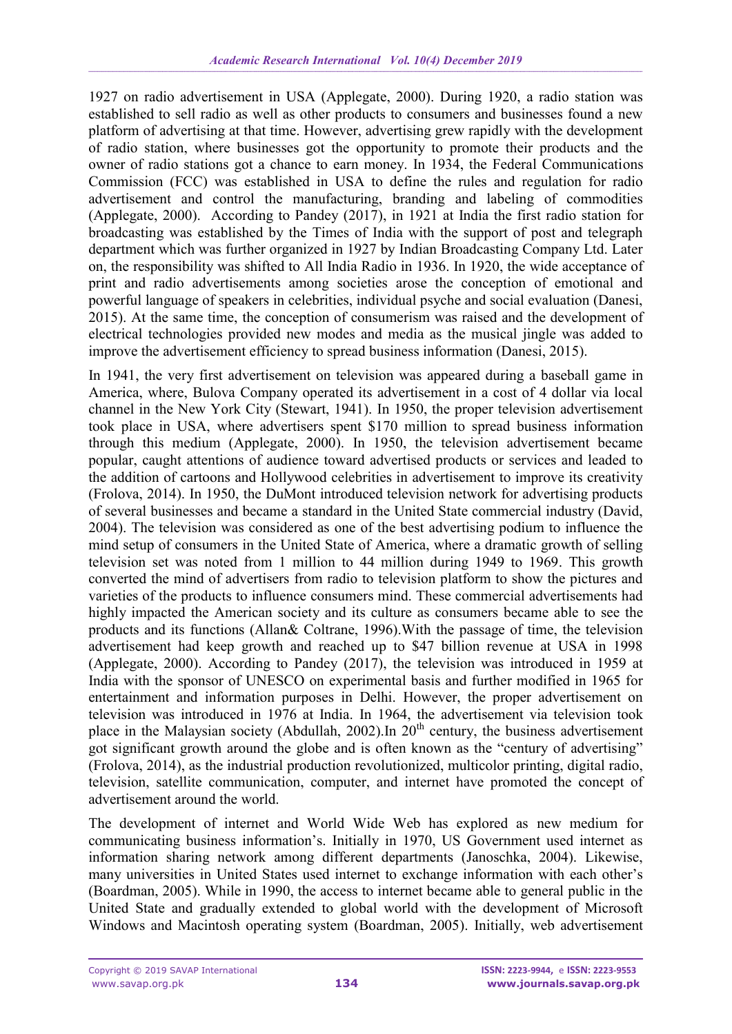1927 on radio advertisement in USA (Applegate, 2000). During 1920, a radio station was established to sell radio as well as other products to consumers and businesses found a new platform of advertising at that time. However, advertising grew rapidly with the development of radio station, where businesses got the opportunity to promote their products and the owner of radio stations got a chance to earn money. In 1934, the Federal Communications Commission (FCC) was established in USA to define the rules and regulation for radio advertisement and control the manufacturing, branding and labeling of commodities (Applegate, 2000). According to Pandey (2017), in 1921 at India the first radio station for broadcasting was established by the Times of India with the support of post and telegraph department which was further organized in 1927 by Indian Broadcasting Company Ltd. Later on, the responsibility was shifted to All India Radio in 1936. In 1920, the wide acceptance of print and radio advertisements among societies arose the conception of emotional and powerful language of speakers in celebrities, individual psyche and social evaluation (Danesi, 2015). At the same time, the conception of consumerism was raised and the development of electrical technologies provided new modes and media as the musical jingle was added to improve the advertisement efficiency to spread business information (Danesi, 2015).

In 1941, the very first advertisement on television was appeared during a baseball game in America, where, Bulova Company operated its advertisement in a cost of 4 dollar via local channel in the New York City (Stewart, 1941). In 1950, the proper television advertisement took place in USA, where advertisers spent $170 million to spread business information through this medium (Applegate, 2000). In 1950, the television advertisement became popular, caught attentions of audience toward advertised products or services and leaded to the addition of cartoons and Hollywood celebrities in advertisement to improve its creativity (Frolova, 2014). In 1950, the DuMont introduced television network for advertising products of several businesses and became a standard in the United State commercial industry (David, 2004). The television was considered as one of the best advertising podium to influence the mind setup of consumers in the United State of America, where a dramatic growth of selling television set was noted from 1 million to 44 million during 1949 to 1969. This growth converted the mind of advertisers from radio to television platform to show the pictures and varieties of the products to influence consumers mind. These commercial advertisements had highly impacted the American society and its culture as consumers became able to see the products and its functions (Allan& Coltrane, 1996).With the passage of time, the television advertisement had keep growth and reached up to $47 billion revenue at USA in 1998 (Applegate, 2000). According to Pandey (2017), the television was introduced in 1959 at India with the sponsor of UNESCO on experimental basis and further modified in 1965 for entertainment and information purposes in Delhi. However, the proper advertisement on television was introduced in 1976 at India. In 1964, the advertisement via television took place in the Malaysian society (Abdullah, 2002).In 20th century, the business advertisement got significant growth around the globe and is often known as the "century of advertising" (Frolova, 2014), as the industrial production revolutionized, multicolor printing, digital radio, television, satellite communication, computer, and internet have promoted the concept of advertisement around the world.

The development of internet and World Wide Web has explored as new medium for communicating business information's. Initially in 1970, US Government used internet as information sharing network among different departments (Janoschka, 2004). Likewise, many universities in United States used internet to exchange information with each other's (Boardman, 2005). While in 1990, the access to internet became able to general public in the United State and gradually extended to global world with the development of Microsoft Windows and Macintosh operating system (Boardman, 2005). Initially, web advertisement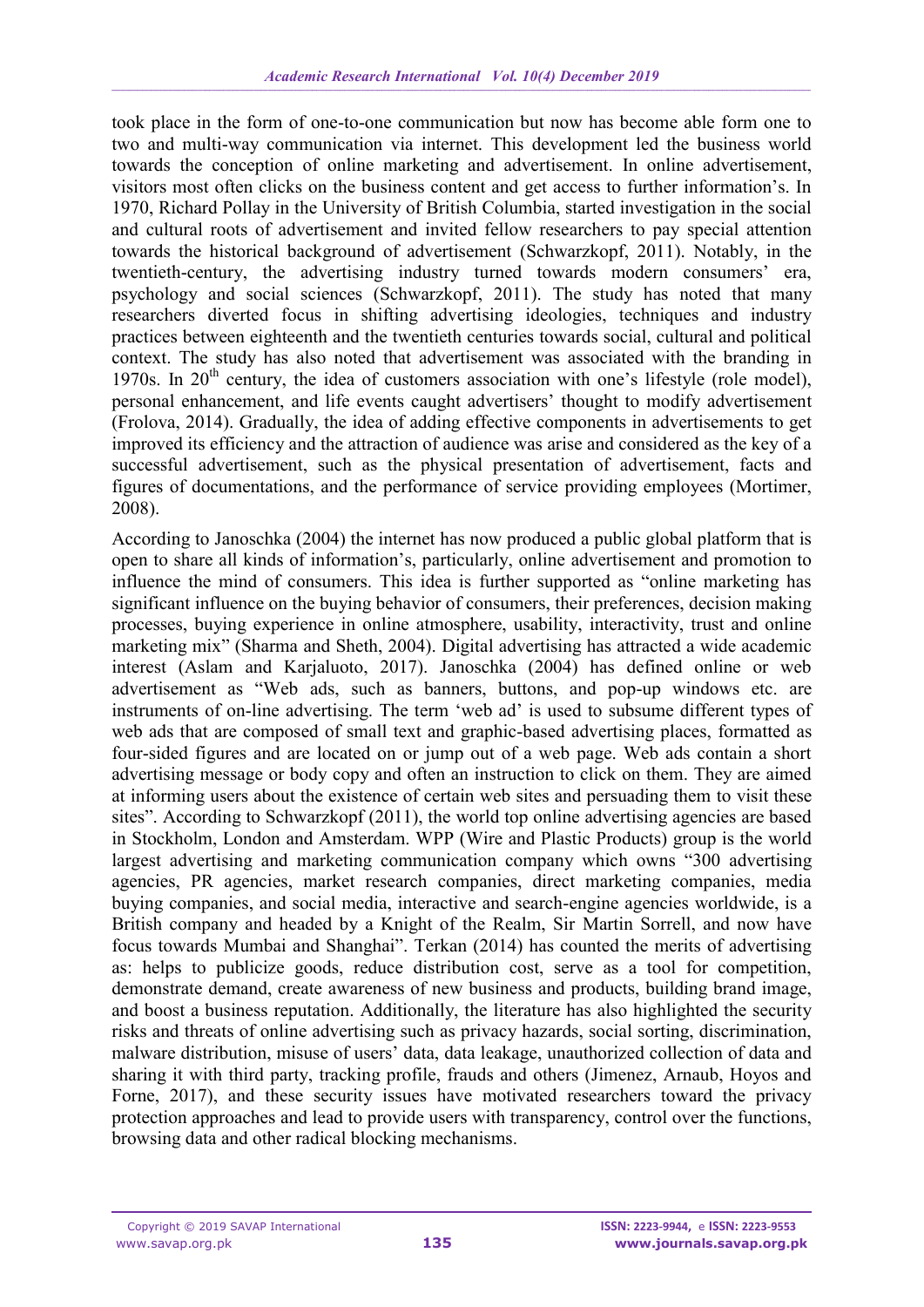took place in the form of one-to-one communication but now has become able form one to two and multi-way communication via internet. This development led the business world towards the conception of online marketing and advertisement. In online advertisement, visitors most often clicks on the business content and get access to further information's. In 1970, Richard Pollay in the University of British Columbia, started investigation in the social and cultural roots of advertisement and invited fellow researchers to pay special attention towards the historical background of advertisement (Schwarzkopf, 2011). Notably, in the twentieth-century, the advertising industry turned towards modern consumers' era, psychology and social sciences (Schwarzkopf, 2011). The study has noted that many researchers diverted focus in shifting advertising ideologies, techniques and industry practices between eighteenth and the twentieth centuries towards social, cultural and political context. The study has also noted that advertisement was associated with the branding in 1970s. In 20th century, the idea of customers association with one's lifestyle (role model), personal enhancement, and life events caught advertisers' thought to modify advertisement (Frolova, 2014). Gradually, the idea of adding effective components in advertisements to get improved its efficiency and the attraction of audience was arise and considered as the key of a successful advertisement, such as the physical presentation of advertisement, facts and figures of documentations, and the performance of service providing employees (Mortimer, 2008).

According to Janoschka (2004) the internet has now produced a public global platform that is open to share all kinds of information's, particularly, online advertisement and promotion to influence the mind of consumers. This idea is further supported as "online marketing has significant influence on the buying behavior of consumers, their preferences, decision making processes, buying experience in online atmosphere, usability, interactivity, trust and online marketing mix" (Sharma and Sheth, 2004). Digital advertising has attracted a wide academic interest (Aslam and Karjaluoto, 2017). Janoschka (2004) has defined online or web advertisement as "Web ads, such as banners, buttons, and pop-up windows etc. are instruments of on-line advertising. The term 'web ad' is used to subsume different types of web ads that are composed of small text and graphic-based advertising places, formatted as four-sided figures and are located on or jump out of a web page. Web ads contain a short advertising message or body copy and often an instruction to click on them. They are aimed at informing users about the existence of certain web sites and persuading them to visit these sites". According to Schwarzkopf (2011), the world top online advertising agencies are based in Stockholm, London and Amsterdam. WPP (Wire and Plastic Products) group is the world largest advertising and marketing communication company which owns "300 advertising agencies, PR agencies, market research companies, direct marketing companies, media buying companies, and social media, interactive and search-engine agencies worldwide, is a British company and headed by a Knight of the Realm, Sir Martin Sorrell, and now have focus towards Mumbai and Shanghai". Terkan (2014) has counted the merits of advertising as: helps to publicize goods, reduce distribution cost, serve as a tool for competition, demonstrate demand, create awareness of new business and products, building brand image, and boost a business reputation. Additionally, the literature has also highlighted the security risks and threats of online advertising such as privacy hazards, social sorting, discrimination, malware distribution, misuse of users' data, data leakage, unauthorized collection of data and sharing it with third party, tracking profile, frauds and others (Jimenez, Arnaub, Hoyos and Forne, 2017), and these security issues have motivated researchers toward the privacy protection approaches and lead to provide users with transparency, control over the functions, browsing data and other radical blocking mechanisms.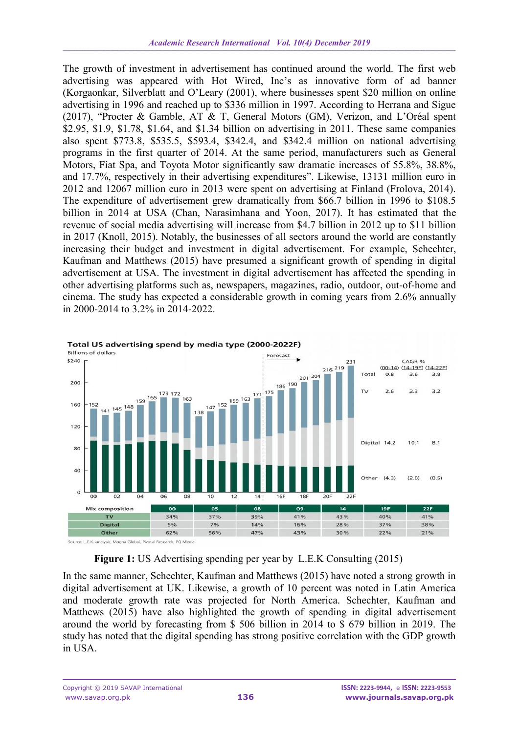The growth of investment in advertisement has continued around the world. The first web advertising was appeared with Hot Wired, Inc's as innovative form of ad banner (Korgaonkar, Silverblatt and O'Leary (2001), where businesses spent $20 million on online advertising in 1996 and reached up to $336 million in 1997. According to Herrana and Sigue (2017), "Procter & Gamble, AT & T, General Motors (GM), Verizon, and L'Oréal spent $2.95, $1.9, $1.78, $1.64, and $1.34 billion on advertising in 2011. These same companies also spent $773.8, $535.5, $593.4, $342.4, and $342.4 million on national advertising programs in the first quarter of 2014. At the same period, manufacturers such as General Motors, Fiat Spa, and Toyota Motor significantly saw dramatic increases of 55.8%, 38.8%, and 17.7%, respectively in their advertising expenditures". Likewise, 13131 million euro in 2012 and 12067 million euro in 2013 were spent on advertising at Finland (Frolova, 2014). The expenditure of advertisement grew dramatically from $66.7 billion in 1996 to $108.5 billion in 2014 at USA (Chan, Narasimhana and Yoon, 2017). It has estimated that the revenue of social media advertising will increase from $4.7 billion in 2012 up to $11 billion in 2017 (Knoll, 2015). Notably, the businesses of all sectors around the world are constantly increasing their budget and investment in digital advertisement. For example, Schechter, Kaufman and Matthews (2015) have presumed a significant growth of spending in digital advertisement at USA. The investment in digital advertisement has affected the spending in other advertising platforms such as, newspapers, magazines, radio, outdoor, out-of-home and cinema. The study has expected a considerable growth in coming years from 2.6% annually in 2000-2014 to 3.2% in 2014-2022.

Total US advertising spend by media type (2000-2022F)

Billions of dollars

$240, 200, 160, 120, 80, 40, 0

Forecast

152 141 145 148 159 165 173 172 163 138 147 152 159 163 171 175 186 190 201 204 216 219 231

00 02 04 06 08 10 12 14 16F 18F 20F 22F

CAGR %

(00-14) (14-19F) (14-22F)

Total 0.8 3.6 3.8

TV 2.6 2.3 3.2

Digital 14.2 10.1 8.1

Other (4.3) (2.0) (0.5)

| Mix composition | 00 | 05 | 08 | 09 | 14 | 19F | 22F |
|---|---|---|---|---|---|---|---|
| TV | 34% | 37% | 39% | 41% | 43% | 40% | 41% |
| Digital | 5% | 7% | 14% | 16% | 28% | 37% | 38% |
| Other | 62% | 56% | 47% | 43% | 30% | 22% | 21% |

Source: L.E.K. analysis, Magna Global, Pivotal Research, PQ Media

**Figure 1:** US Advertising spending per year by L.E.K Consulting (2015)

In the same manner, Schechter, Kaufman and Matthews (2015) have noted a strong growth in digital advertisement at UK. Likewise, a growth of 10 percent was noted in Latin America and moderate growth rate was projected for North America. Schechter, Kaufman and Matthews (2015) have also highlighted the growth of spending in digital advertisement around the world by forecasting from $ 506 billion in 2014 to $ 679 billion in 2019. The study has noted that the digital spending has strong positive correlation with the GDP growth in USA.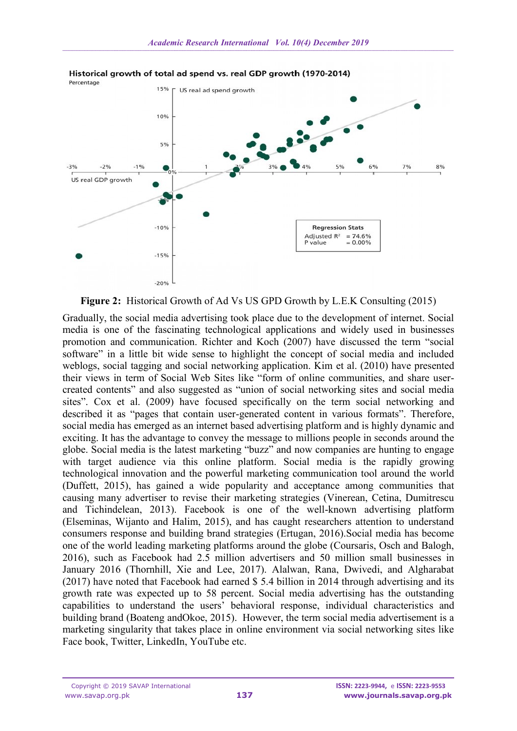Historical growth of total ad spend vs. real GDP growth (1970-2014)

Percentage

US real ad spend growth

15%

10%

5%

0%

-5%

-10%

-15%

-20%

US real GDP growth

-3% -2% -1% 1 2% 3% 4% 5% 6% 7% 8%

Regression Stats

Adjusted $R^2$ = 74.6%

P value = 0.00%

**Figure 2:** Historical Growth of Ad Vs US GPD Growth by L.E.K Consulting (2015)

Gradually, the social media advertising took place due to the development of internet. Social media is one of the fascinating technological applications and widely used in businesses promotion and communication. Richter and Koch (2007) have discussed the term "social software" in a little bit wide sense to highlight the concept of social media and included weblogs, social tagging and social networking application. Kim et al. (2010) have presented their views in term of Social Web Sites like "form of online communities, and share user-created contents" and also suggested as "union of social networking sites and social media sites". Cox et al. (2009) have focused specifically on the term social networking and described it as "pages that contain user-generated content in various formats". Therefore, social media has emerged as an internet based advertising platform and is highly dynamic and exciting. It has the advantage to convey the message to millions people in seconds around the globe. Social media is the latest marketing "buzz" and now companies are hunting to engage with target audience via this online platform. Social media is the rapidly growing technological innovation and the powerful marketing communication tool around the world (Duffett, 2015), has gained a wide popularity and acceptance among communities that causing many advertiser to revise their marketing strategies (Vinerean, Cetina, Dumitrescu and Tichindelean, 2013). Facebook is one of the well-known advertising platform (Elseminas, Wijanto and Halim, 2015), and has caught researchers attention to understand consumers response and building brand strategies (Ertugan, 2016).Social media has become one of the world leading marketing platforms around the globe (Coursaris, Osch and Balogh, 2016), such as Facebook had 2.5 million advertisers and 50 million small businesses in January 2016 (Thornhill, Xie and Lee, 2017). Alalwan, Rana, Dwivedi, and Algharabat (2017) have noted that Facebook had earned $ 5.4 billion in 2014 through advertising and its growth rate was expected up to 58 percent. Social media advertising has the outstanding capabilities to understand the users' behavioral response, individual characteristics and building brand (Boateng andOkoe, 2015). However, the term social media advertisement is a marketing singularity that takes place in online environment via social networking sites like Face book, Twitter, LinkedIn, YouTube etc.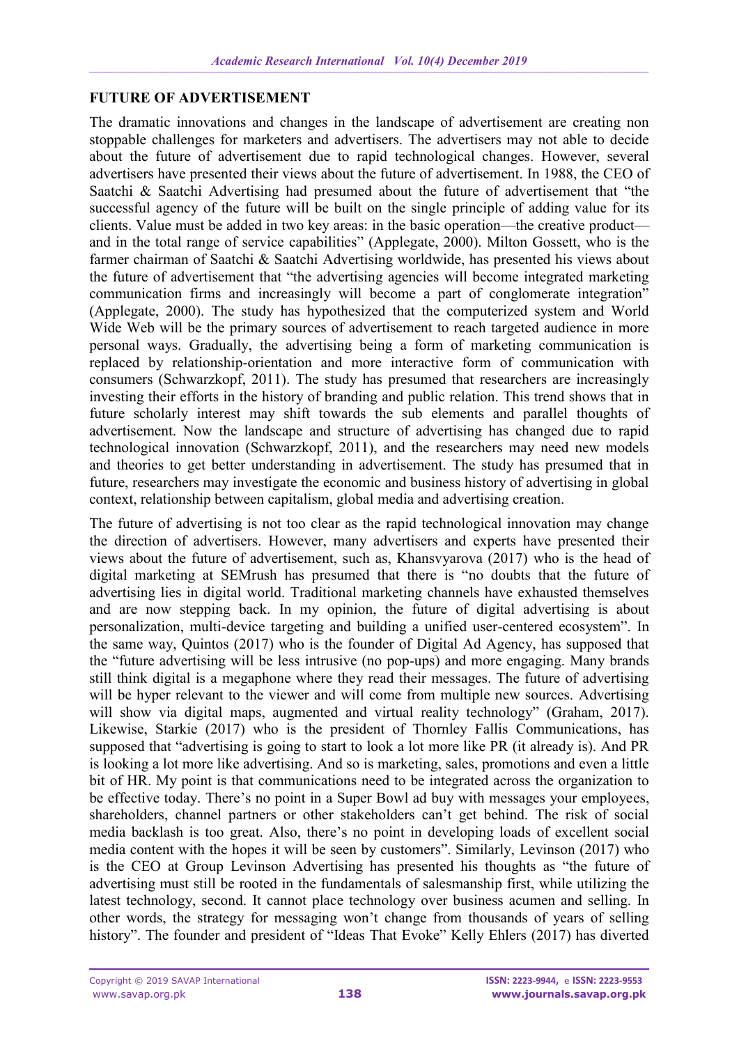## FUTURE OF ADVERTISEMENT

The dramatic innovations and changes in the landscape of advertisement are creating non stoppable challenges for marketers and advertisers. The advertisers may not able to decide about the future of advertisement due to rapid technological changes. However, several advertisers have presented their views about the future of advertisement. In 1988, the CEO of Saatchi & Saatchi Advertising had presumed about the future of advertisement that "the successful agency of the future will be built on the single principle of adding value for its clients. Value must be added in two key areas: in the basic operation—the creative product—and in the total range of service capabilities" (Applegate, 2000). Milton Gossett, who is the farmer chairman of Saatchi & Saatchi Advertising worldwide, has presented his views about the future of advertisement that "the advertising agencies will become integrated marketing communication firms and increasingly will become a part of conglomerate integration" (Applegate, 2000). The study has hypothesized that the computerized system and World Wide Web will be the primary sources of advertisement to reach targeted audience in more personal ways. Gradually, the advertising being a form of marketing communication is replaced by relationship-orientation and more interactive form of communication with consumers (Schwarzkopf, 2011). The study has presumed that researchers are increasingly investing their efforts in the history of branding and public relation. This trend shows that in future scholarly interest may shift towards the sub elements and parallel thoughts of advertisement. Now the landscape and structure of advertising has changed due to rapid technological innovation (Schwarzkopf, 2011), and the researchers may need new models and theories to get better understanding in advertisement. The study has presumed that in future, researchers may investigate the economic and business history of advertising in global context, relationship between capitalism, global media and advertising creation.

The future of advertising is not too clear as the rapid technological innovation may change the direction of advertisers. However, many advertisers and experts have presented their views about the future of advertisement, such as, Khansvyarova (2017) who is the head of digital marketing at SEMrush has presumed that there is "no doubts that the future of advertising lies in digital world. Traditional marketing channels have exhausted themselves and are now stepping back. In my opinion, the future of digital advertising is about personalization, multi-device targeting and building a unified user-centered ecosystem". In the same way, Quintos (2017) who is the founder of Digital Ad Agency, has supposed that the "future advertising will be less intrusive (no pop-ups) and more engaging. Many brands still think digital is a megaphone where they read their messages. The future of advertising will be hyper relevant to the viewer and will come from multiple new sources. Advertising will show via digital maps, augmented and virtual reality technology" (Graham, 2017). Likewise, Starkie (2017) who is the president of Thornley Fallis Communications, has supposed that "advertising is going to start to look a lot more like PR (it already is). And PR is looking a lot more like advertising. And so is marketing, sales, promotions and even a little bit of HR. My point is that communications need to be integrated across the organization to be effective today. There's no point in a Super Bowl ad buy with messages your employees, shareholders, channel partners or other stakeholders can't get behind. The risk of social media backlash is too great. Also, there's no point in developing loads of excellent social media content with the hopes it will be seen by customers". Similarly, Levinson (2017) who is the CEO at Group Levinson Advertising has presented his thoughts as "the future of advertising must still be rooted in the fundamentals of salesmanship first, while utilizing the latest technology, second. It cannot place technology over business acumen and selling. In other words, the strategy for messaging won't change from thousands of years of selling history". The founder and president of "Ideas That Evoke" Kelly Ehlers (2017) has diverted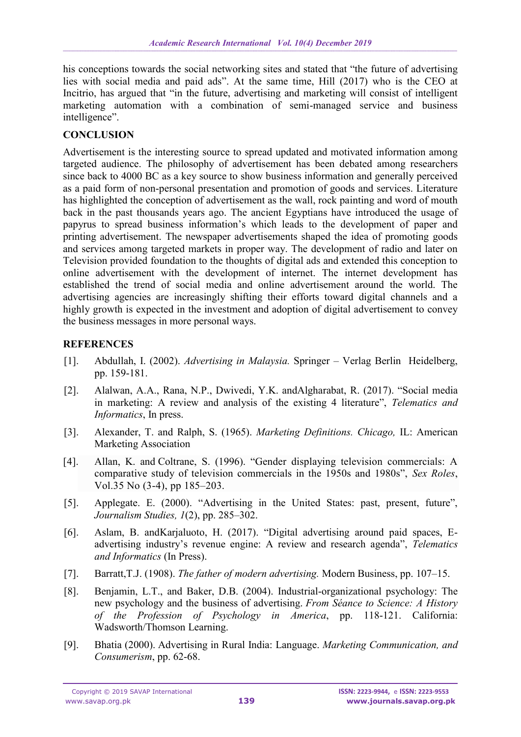his conceptions towards the social networking sites and stated that "the future of advertising lies with social media and paid ads". At the same time, Hill (2017) who is the CEO at Incitrio, has argued that "in the future, advertising and marketing will consist of intelligent marketing automation with a combination of semi-managed service and business intelligence".

## CONCLUSION

Advertisement is the interesting source to spread updated and motivated information among targeted audience. The philosophy of advertisement has been debated among researchers since back to 4000 BC as a key source to show business information and generally perceived as a paid form of non-personal presentation and promotion of goods and services. Literature has highlighted the conception of advertisement as the wall, rock painting and word of mouth back in the past thousands years ago. The ancient Egyptians have introduced the usage of papyrus to spread business information's which leads to the development of paper and printing advertisement. The newspaper advertisements shaped the idea of promoting goods and services among targeted markets in proper way. The development of radio and later on Television provided foundation to the thoughts of digital ads and extended this conception to online advertisement with the development of internet. The internet development has established the trend of social media and online advertisement around the world. The advertising agencies are increasingly shifting their efforts toward digital channels and a highly growth is expected in the investment and adoption of digital advertisement to convey the business messages in more personal ways.

## REFERENCES

[1]. Abdullah, I. (2002). *Advertising in Malaysia.* Springer – Verlag Berlin Heidelberg, pp. 159-181.

[2]. Alalwan, A.A., Rana, N.P., Dwivedi, Y.K. andAlgharabat, R. (2017). "Social media in marketing: A review and analysis of the existing 4 literature", *Telematics and Informatics*, In press.

[3]. Alexander, T. and Ralph, S. (1965). *Marketing Definitions. Chicago,* IL: American Marketing Association

[4]. Allan, K. and Coltrane, S. (1996). "Gender displaying television commercials: A comparative study of television commercials in the 1950s and 1980s", *Sex Roles*, Vol.35 No (3-4), pp 185–203.

[5]. Applegate. E. (2000). "Advertising in the United States: past, present, future", *Journalism Studies, 1*(2), pp. 285–302.

[6]. Aslam, B. andKarjaluoto, H. (2017). "Digital advertising around paid spaces, E-advertising industry's revenue engine: A review and research agenda", *Telematics and Informatics* (In Press).

[7]. Barratt,T.J. (1908). *The father of modern advertising.* Modern Business, pp. 107–15.

[8]. Benjamin, L.T., and Baker, D.B. (2004). Industrial-organizational psychology: The new psychology and the business of advertising. *From Séance to Science: A History of the Profession of Psychology in America*, pp. 118-121. California: Wadsworth/Thomson Learning.

[9]. Bhatia (2000). Advertising in Rural India: Language. *Marketing Communication, and Consumerism*, pp. 62-68.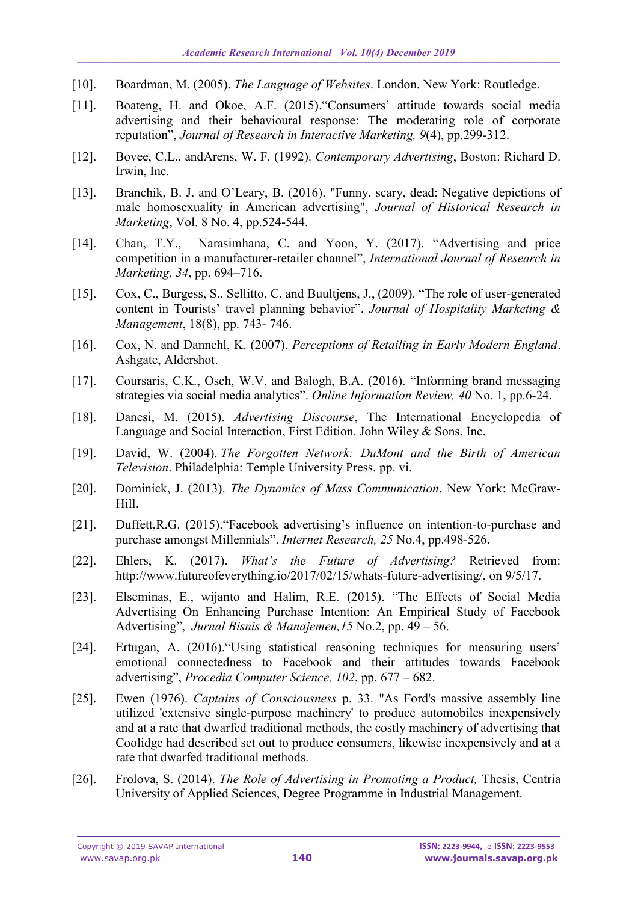[10]. Boardman, M. (2005). *The Language of Websites*. London. New York: Routledge.

[11]. Boateng, H. and Okoe, A.F. (2015).“Consumers’ attitude towards social media advertising and their behavioural response: The moderating role of corporate reputation”, *Journal of Research in Interactive Marketing, 9*(4), pp.299-312.

[12]. Bovee, C.L., andArens, W. F. (1992). *Contemporary Advertising*, Boston: Richard D. Irwin, Inc.

[13]. Branchik, B. J. and O’Leary, B. (2016). "Funny, scary, dead: Negative depictions of male homosexuality in American advertising", *Journal of Historical Research in Marketing*, Vol. 8 No. 4, pp.524-544.

[14]. Chan, T.Y., Narasimhana, C. and Yoon, Y. (2017). “Advertising and price competition in a manufacturer-retailer channel”, *International Journal of Research in Marketing, 34*, pp. 694–716.

[15]. Cox, C., Burgess, S., Sellitto, C. and Buultjens, J., (2009). “The role of user-generated content in Tourists’ travel planning behavior”. *Journal of Hospitality Marketing & Management*, 18(8), pp. 743- 746.

[16]. Cox, N. and Dannehl, K. (2007). *Perceptions of Retailing in Early Modern England*. Ashgate, Aldershot.

[17]. Coursaris, C.K., Osch, W.V. and Balogh, B.A. (2016). “Informing brand messaging strategies via social media analytics”. *Online Information Review, 40* No. 1, pp.6-24.

[18]. Danesi, M. (2015). *Advertising Discourse*, The International Encyclopedia of Language and Social Interaction, First Edition. John Wiley & Sons, Inc.

[19]. David, W. (2004). *The Forgotten Network: DuMont and the Birth of American Television*. Philadelphia: Temple University Press. pp. vi.

[20]. Dominick, J. (2013). *The Dynamics of Mass Communication*. New York: McGraw-Hill.

[21]. Duffett,R.G. (2015).“Facebook advertising’s influence on intention-to-purchase and purchase amongst Millennials”. *Internet Research, 25* No.4, pp.498-526.

[22]. Ehlers, K. (2017). *What’s the Future of Advertising?* Retrieved from: http://www.futureofeverything.io/2017/02/15/whats-future-advertising/, on 9/5/17.

[23]. Elseminas, E., wijanto and Halim, R.E. (2015). “The Effects of Social Media Advertising On Enhancing Purchase Intention: An Empirical Study of Facebook Advertising”, *Jurnal Bisnis & Manajemen,15* No.2, pp. 49 – 56.

[24]. Ertugan, A. (2016).“Using statistical reasoning techniques for measuring users’ emotional connectedness to Facebook and their attitudes towards Facebook advertising”, *Procedia Computer Science, 102*, pp. 677 – 682.

[25]. Ewen (1976). *Captains of Consciousness* p. 33. "As Ford's massive assembly line utilized 'extensive single-purpose machinery' to produce automobiles inexpensively and at a rate that dwarfed traditional methods, the costly machinery of advertising that Coolidge had described set out to produce consumers, likewise inexpensively and at a rate that dwarfed traditional methods.

[26]. Frolova, S. (2014). *The Role of Advertising in Promoting a Product,* Thesis, Centria University of Applied Sciences, Degree Programme in Industrial Management.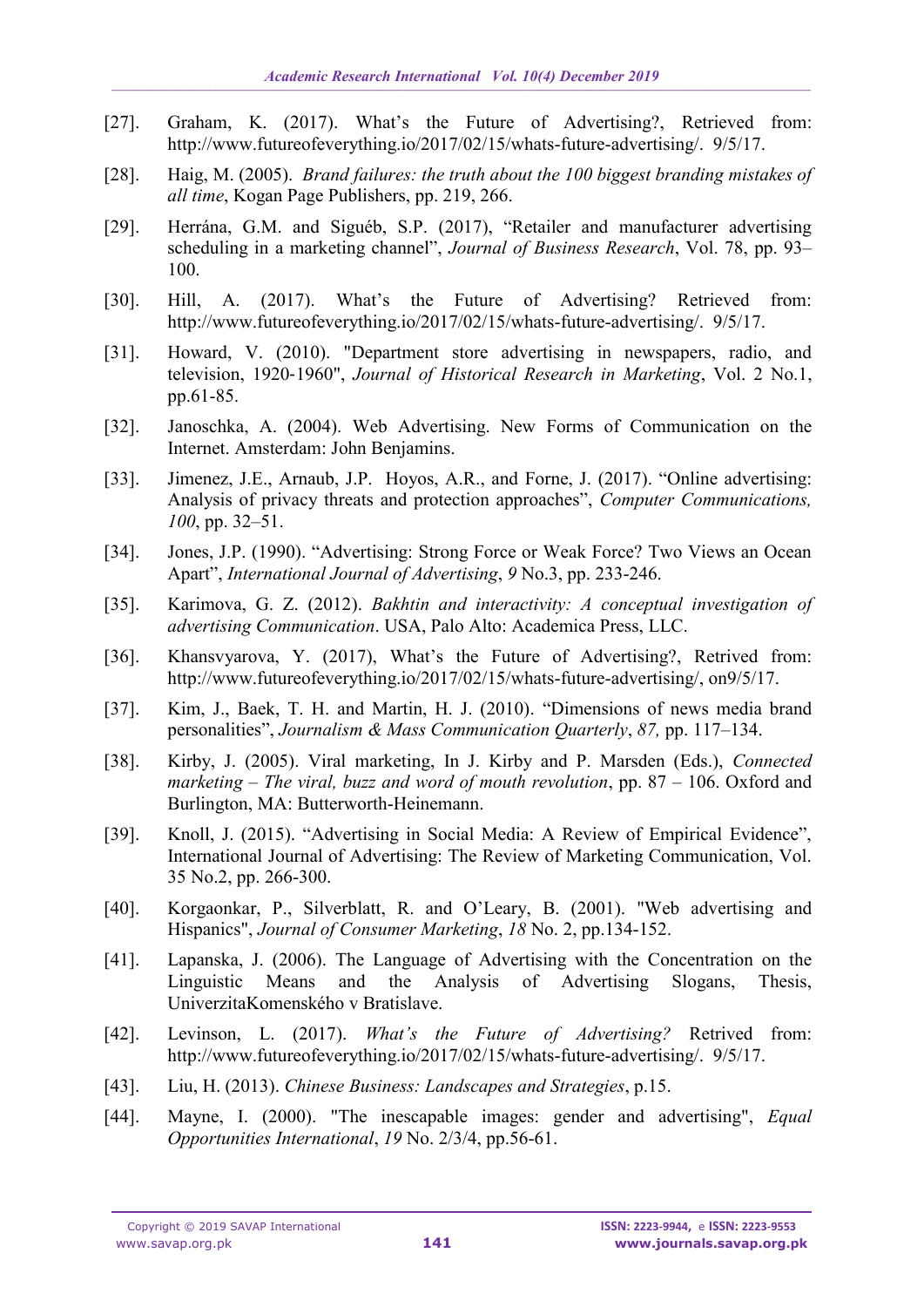[27]. Graham, K. (2017). What's the Future of Advertising?, Retrieved from: http://www.futureofeverything.io/2017/02/15/whats-future-advertising/. 9/5/17.

[28]. Haig, M. (2005). *Brand failures: the truth about the 100 biggest branding mistakes of all time*, Kogan Page Publishers, pp. 219, 266.

[29]. Herrána, G.M. and Siguéb, S.P. (2017), "Retailer and manufacturer advertising scheduling in a marketing channel", *Journal of Business Research*, Vol. 78, pp. 93–100.

[30]. Hill, A. (2017). What's the Future of Advertising? Retrieved from: http://www.futureofeverything.io/2017/02/15/whats-future-advertising/. 9/5/17.

[31]. Howard, V. (2010). "Department store advertising in newspapers, radio, and television, 1920-1960", *Journal of Historical Research in Marketing*, Vol. 2 No.1, pp.61-85.

[32]. Janoschka, A. (2004). Web Advertising. New Forms of Communication on the Internet. Amsterdam: John Benjamins.

[33]. Jimenez, J.E., Arnaub, J.P. Hoyos, A.R., and Forne, J. (2017). "Online advertising: Analysis of privacy threats and protection approaches", *Computer Communications, 100*, pp. 32–51.

[34]. Jones, J.P. (1990). "Advertising: Strong Force or Weak Force? Two Views an Ocean Apart", *International Journal of Advertising*, *9* No.3, pp. 233-246.

[35]. Karimova, G. Z. (2012). *Bakhtin and interactivity: A conceptual investigation of advertising Communication*. USA, Palo Alto: Academica Press, LLC.

[36]. Khansvyarova, Y. (2017), What's the Future of Advertising?, Retrived from: http://www.futureofeverything.io/2017/02/15/whats-future-advertising/, on9/5/17.

[37]. Kim, J., Baek, T. H. and Martin, H. J. (2010). "Dimensions of news media brand personalities", *Journalism & Mass Communication Quarterly*, *87,* pp. 117–134.

[38]. Kirby, J. (2005). Viral marketing, In J. Kirby and P. Marsden (Eds.), *Connected marketing – The viral, buzz and word of mouth revolution*, pp. 87 – 106. Oxford and Burlington, MA: Butterworth-Heinemann.

[39]. Knoll, J. (2015). "Advertising in Social Media: A Review of Empirical Evidence", International Journal of Advertising: The Review of Marketing Communication, Vol. 35 No.2, pp. 266-300.

[40]. Korgaonkar, P., Silverblatt, R. and O'Leary, B. (2001). "Web advertising and Hispanics", *Journal of Consumer Marketing*, *18* No. 2, pp.134-152.

[41]. Lapanska, J. (2006). The Language of Advertising with the Concentration on the Linguistic Means and the Analysis of Advertising Slogans, Thesis, UniverzitaKomenského v Bratislave.

[42]. Levinson, L. (2017). *What's the Future of Advertising?* Retrived from: http://www.futureofeverything.io/2017/02/15/whats-future-advertising/. 9/5/17.

[43]. Liu, H. (2013). *Chinese Business: Landscapes and Strategies*, p.15.

[44]. Mayne, I. (2000). "The inescapable images: gender and advertising", *Equal Opportunities International*, *19* No. 2/3/4, pp.56-61.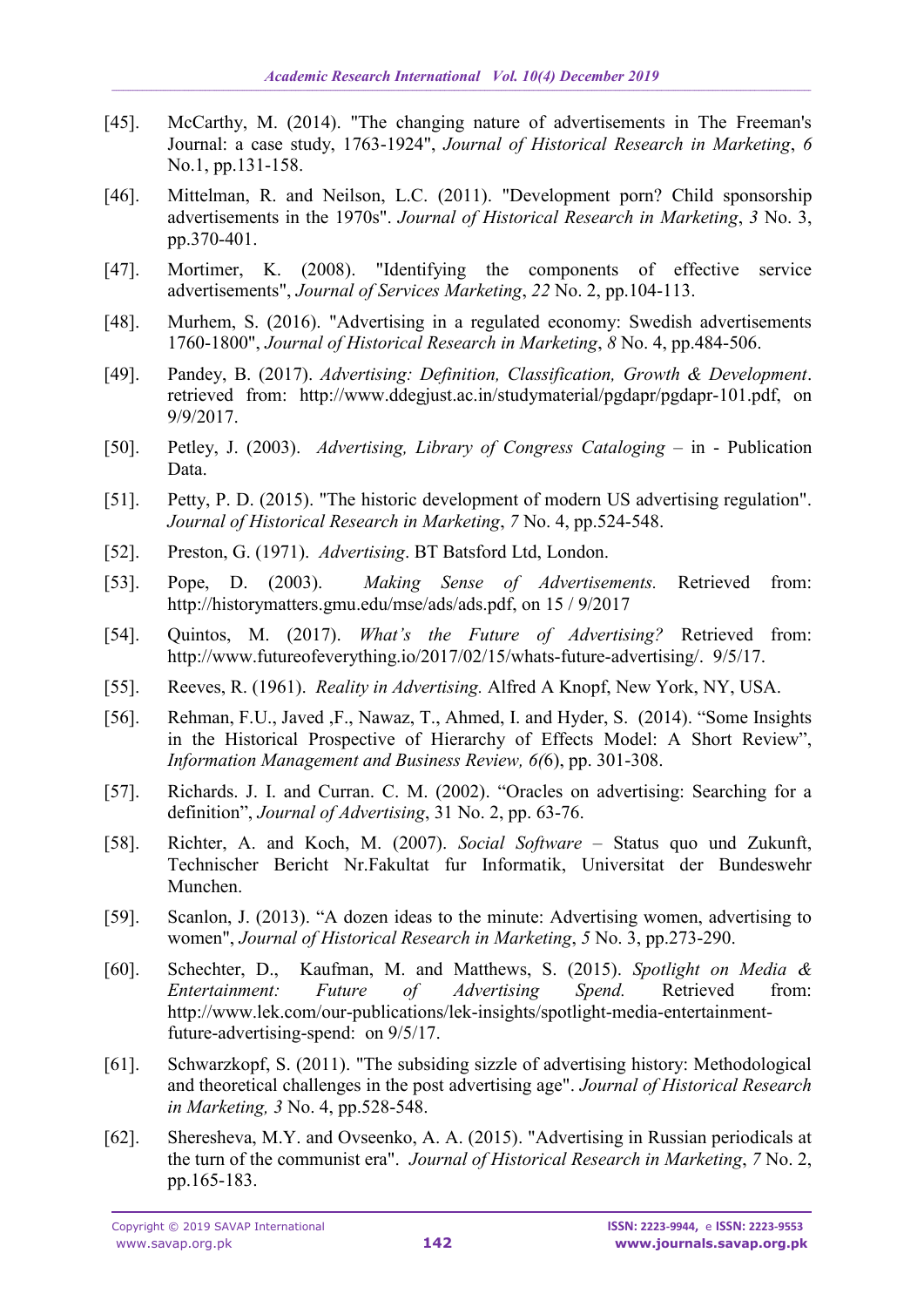[45]. McCarthy, M. (2014). "The changing nature of advertisements in The Freeman's Journal: a case study, 1763-1924", *Journal of Historical Research in Marketing*, *6* No.1, pp.131-158.

[46]. Mittelman, R. and Neilson, L.C. (2011). "Development porn? Child sponsorship advertisements in the 1970s". *Journal of Historical Research in Marketing*, *3* No. 3, pp.370-401.

[47]. Mortimer, K. (2008). "Identifying the components of effective service advertisements", *Journal of Services Marketing*, *22* No. 2, pp.104-113.

[48]. Murhem, S. (2016). "Advertising in a regulated economy: Swedish advertisements 1760-1800", *Journal of Historical Research in Marketing*, *8* No. 4, pp.484-506.

[49]. Pandey, B. (2017). *Advertising: Definition, Classification, Growth & Development*. retrieved from: http://www.ddegjust.ac.in/studymaterial/pgdapr/pgdapr-101.pdf, on 9/9/2017.

[50]. Petley, J. (2003). *Advertising, Library of Congress Cataloging* – in - Publication Data.

[51]. Petty, P. D. (2015). "The historic development of modern US advertising regulation". *Journal of Historical Research in Marketing*, *7* No. 4, pp.524-548.

[52]. Preston, G. (1971). *Advertising*. BT Batsford Ltd, London.

[53]. Pope, D. (2003). *Making Sense of Advertisements.* Retrieved from: http://historymatters.gmu.edu/mse/ads/ads.pdf, on 15 / 9/2017

[54]. Quintos, M. (2017). *What's the Future of Advertising?* Retrieved from: http://www.futureofeverything.io/2017/02/15/whats-future-advertising/. 9/5/17.

[55]. Reeves, R. (1961). *Reality in Advertising.* Alfred A Knopf, New York, NY, USA.

[56]. Rehman, F.U., Javed ,F., Nawaz, T., Ahmed, I. and Hyder, S. (2014). "Some Insights in the Historical Prospective of Hierarchy of Effects Model: A Short Review", *Information Management and Business Review, 6(*6), pp. 301-308.

[57]. Richards. J. I. and Curran. C. M. (2002). "Oracles on advertising: Searching for a definition", *Journal of Advertising*, 31 No. 2, pp. 63-76.

[58]. Richter, A. and Koch, M. (2007). *Social Software* – Status quo und Zukunft, Technischer Bericht Nr.Fakultat fur Informatik, Universitat der Bundeswehr Munchen.

[59]. Scanlon, J. (2013). "A dozen ideas to the minute: Advertising women, advertising to women", *Journal of Historical Research in Marketing*, *5* No. 3, pp.273-290.

[60]. Schechter, D., Kaufman, M. and Matthews, S. (2015). *Spotlight on Media & Entertainment: Future of Advertising Spend.* Retrieved from: http://www.lek.com/our-publications/lek-insights/spotlight-media-entertainment-future-advertising-spend: on 9/5/17.

[61]. Schwarzkopf, S. (2011). "The subsiding sizzle of advertising history: Methodological and theoretical challenges in the post advertising age". *Journal of Historical Research in Marketing, 3* No. 4, pp.528-548.

[62]. Sheresheva, M.Y. and Ovseenko, A. A. (2015). "Advertising in Russian periodicals at the turn of the communist era". *Journal of Historical Research in Marketing*, *7* No. 2, pp.165-183.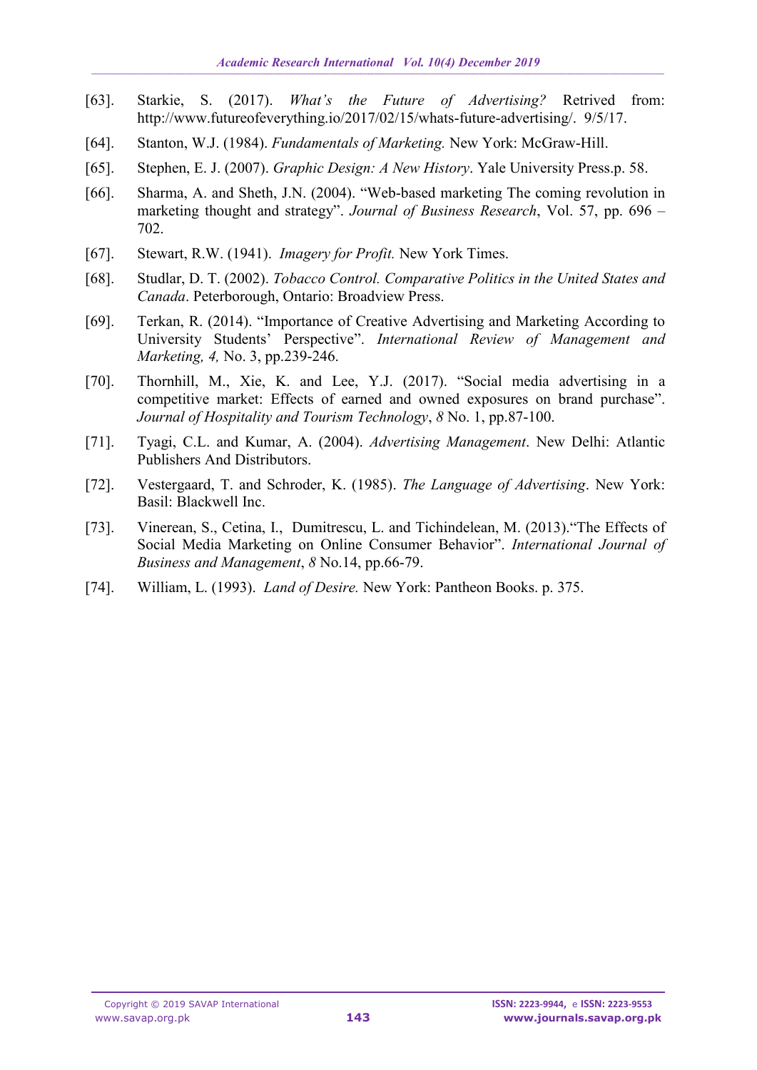[63]. Starkie, S. (2017). *What's the Future of Advertising?* Retrived from: http://www.futureofeverything.io/2017/02/15/whats-future-advertising/. 9/5/17.

[64]. Stanton, W.J. (1984). *Fundamentals of Marketing.* New York: McGraw-Hill.

[65]. Stephen, E. J. (2007). *Graphic Design: A New History*. Yale University Press.p. 58.

[66]. Sharma, A. and Sheth, J.N. (2004). "Web-based marketing The coming revolution in marketing thought and strategy". *Journal of Business Research*, Vol. 57, pp. 696 – 702.

[67]. Stewart, R.W. (1941). *Imagery for Profit.* New York Times.

[68]. Studlar, D. T. (2002). *Tobacco Control. Comparative Politics in the United States and Canada*. Peterborough, Ontario: Broadview Press.

[69]. Terkan, R. (2014). "Importance of Creative Advertising and Marketing According to University Students' Perspective". *International Review of Management and Marketing, 4,* No. 3, pp.239-246.

[70]. Thornhill, M., Xie, K. and Lee, Y.J. (2017). "Social media advertising in a competitive market: Effects of earned and owned exposures on brand purchase". *Journal of Hospitality and Tourism Technology*, *8* No. 1, pp.87-100.

[71]. Tyagi, C.L. and Kumar, A. (2004). *Advertising Management*. New Delhi: Atlantic Publishers And Distributors.

[72]. Vestergaard, T. and Schroder, K. (1985). *The Language of Advertising*. New York: Basil: Blackwell Inc.

[73]. Vinerean, S., Cetina, I., Dumitrescu, L. and Tichindelean, M. (2013)."The Effects of Social Media Marketing on Online Consumer Behavior". *International Journal of Business and Management*, *8* No.14, pp.66-79.

[74]. William, L. (1993). *Land of Desire.* New York: Pantheon Books. p. 375.